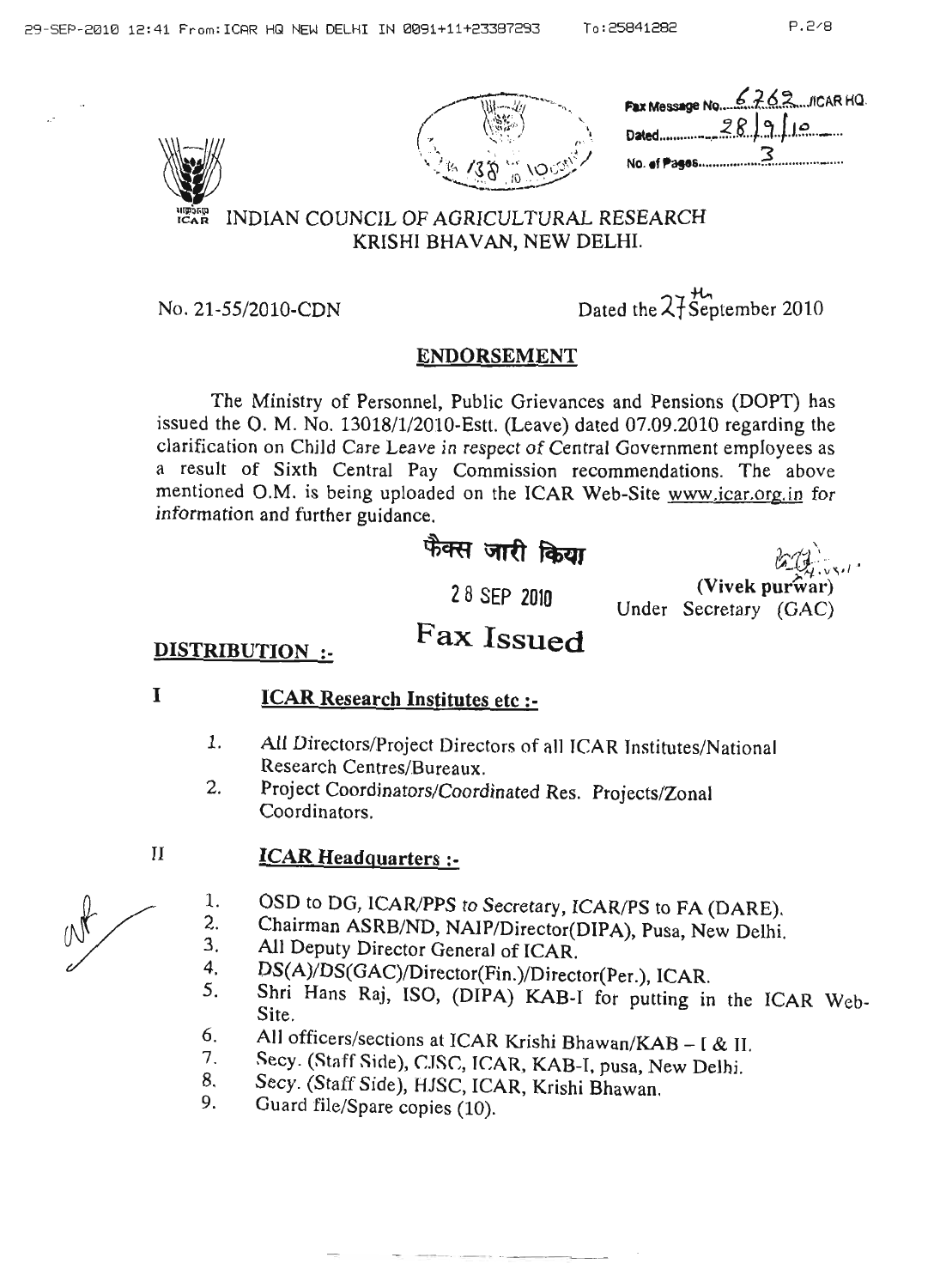Fax Message No. 6262 /ICAR HQ.
Dated 28/9/10
No. of Pages 3

# INDIAN COUNCIL OF AGRICULTURAL RESEARCH
## KRISHI BHAVAN, NEW DELHI.

No. 21-55/2010-CDN

Dated the 27th September 2010

### ENDORSEMENT

The Ministry of Personnel, Public Grievances and Pensions (DOPT) has issued the O. M. No. 13018/1/2010-Estt. (Leave) dated 07.09.2010 regarding the clarification on Child Care Leave in respect of Central Government employees as a result of Sixth Central Pay Commission recommendations. The above mentioned O.M. is being uploaded on the ICAR Web-Site www.icar.org.in for information and further guidance.

फैक्स जारी किया

28 SEP 2010

Fax Issued

**(Vivek purwar)**
Under Secretary (GAC)

**DISTRIBUTION :-**

**I ICAR Research Institutes etc :-**

1. All Directors/Project Directors of all ICAR Institutes/National Research Centres/Bureaux.
2. Project Coordinators/Coordinated Res. Projects/Zonal Coordinators.

**II ICAR Headquarters :-**

1. OSD to DG, ICAR/PPS to Secretary, ICAR/PS to FA (DARE).
2. Chairman ASRB/ND, NAIP/Director(DIPA), Pusa, New Delhi.
3. All Deputy Director General of ICAR.
4. DS(A)/DS(GAC)/Director(Fin.)/Director(Per.), ICAR.
5. Shri Hans Raj, ISO, (DIPA) KAB-I for putting in the ICAR Web-Site.
6. All officers/sections at ICAR Krishi Bhawan/KAB – I & II.
7. Secy. (Staff Side), CJSC, ICAR, KAB-I, pusa, New Delhi.
8. Secy. (Staff Side), HJSC, ICAR, Krishi Bhawan.
9. Guard file/Spare copies (10).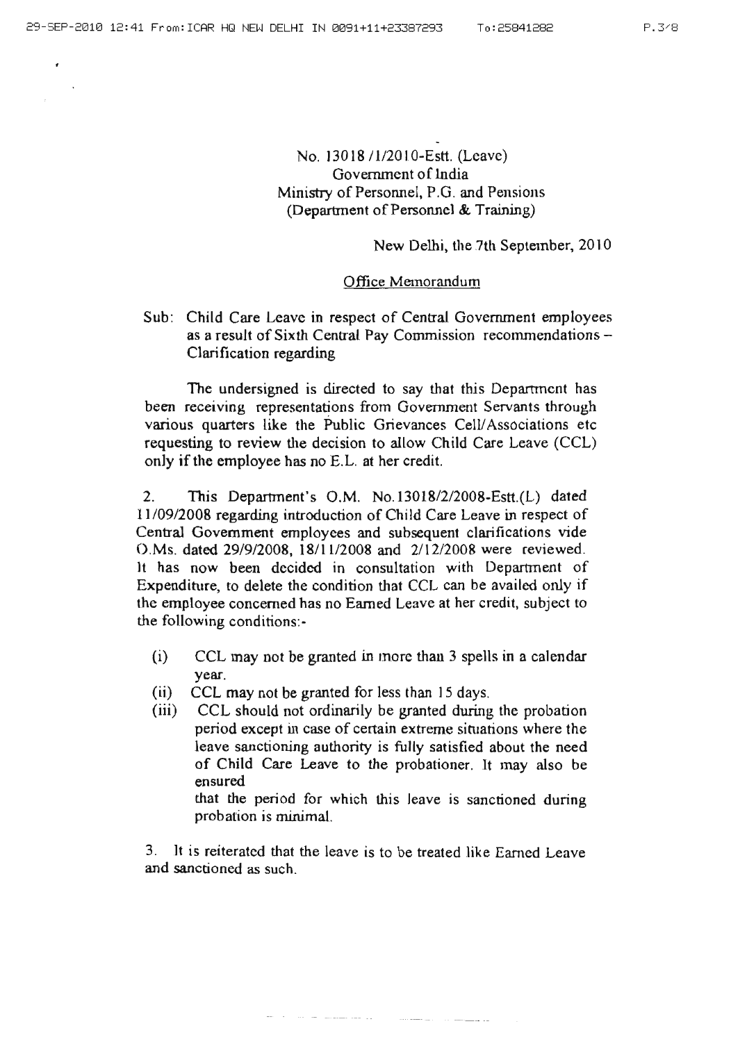No. 13018 /1/2010-Estt. (Leave)
Government of India
Ministry of Personnel, P.G. and Pensions
(Department of Personnel & Training)

New Delhi, the 7th September, 2010

Office Memorandum

Sub: Child Care Leave in respect of Central Government employees as a result of Sixth Central Pay Commission recommendations – Clarification regarding

The undersigned is directed to say that this Department has been receiving representations from Government Servants through various quarters like the Public Grievances Cell/Associations etc requesting to review the decision to allow Child Care Leave (CCL) only if the employee has no E.L. at her credit.

2. This Department's O.M. No.13018/2/2008-Estt.(L) dated 11/09/2008 regarding introduction of Child Care Leave in respect of Central Government employees and subsequent clarifications vide O.Ms. dated 29/9/2008, 18/11/2008 and 2/12/2008 were reviewed. It has now been decided in consultation with Department of Expenditure, to delete the condition that CCL can be availed only if the employee concerned has no Earned Leave at her credit, subject to the following conditions:-

(i) CCL may not be granted in more than 3 spells in a calendar year.

(ii) CCL may not be granted for less than 15 days.

(iii) CCL should not ordinarily be granted during the probation period except in case of certain extreme situations where the leave sanctioning authority is fully satisfied about the need of Child Care Leave to the probationer. It may also be ensured that the period for which this leave is sanctioned during probation is minimal.

3. It is reiterated that the leave is to be treated like Earned Leave and sanctioned as such.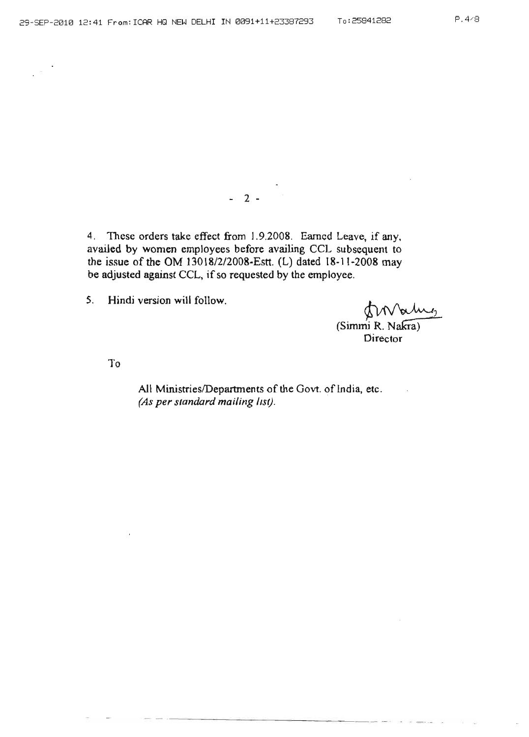4. These orders take effect from 1.9.2008. Earned Leave, if any, availed by women employees before availing CCL subsequent to the issue of the OM 13018/2/2008-Estt. (L) dated 18-11-2008 may be adjusted against CCL, if so requested by the employee.

5. Hindi version will follow.

(Simmi R. Nakra)
Director

To

All Ministries/Departments of the Govt. of India, etc.
*(As per standard mailing list).*